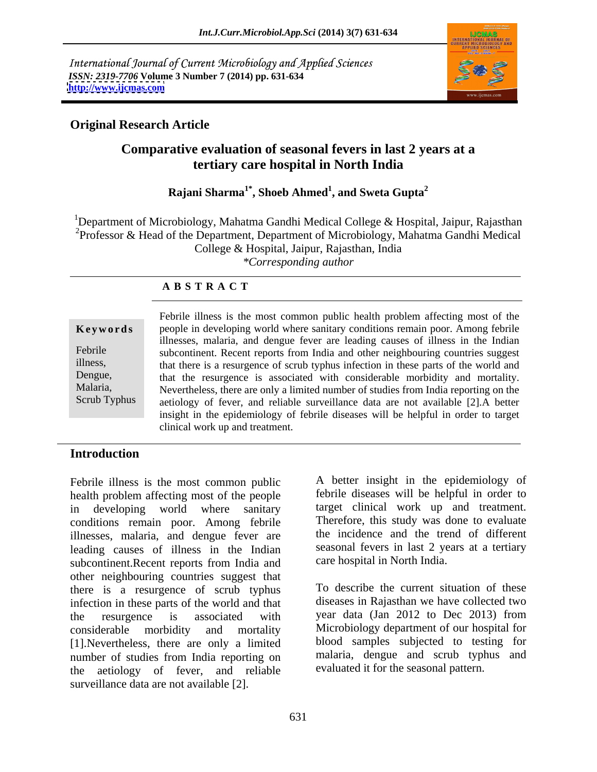International Journal of Current Microbiology and Applied Sciences
*ISSN: 2319-7706* **Volume 3 Number 7 (2014) pp. 631-634**
**http://www.ijcmas.com**

**Original Research Article**

# Comparative evaluation of seasonal fevers in last 2 years at a tertiary care hospital in North India

**Rajani Sharma[1*], Shoeb Ahmed[1], and Sweta Gupta[2]**

[1]Department of Microbiology, Mahatma Gandhi Medical College & Hospital, Jaipur, Rajasthan
[2]Professor & Head of the Department, Department of Microbiology, Mahatma Gandhi Medical College & Hospital, Jaipur, Rajasthan, India
*\*Corresponding author*

## ABSTRACT

**Keywords**

Febrile illness, Dengue, Malaria, Scrub Typhus

Febrile illness is the most common public health problem affecting most of the people in developing world where sanitary conditions remain poor. Among febrile illnesses, malaria, and dengue fever are leading causes of illness in the Indian subcontinent. Recent reports from India and other neighbouring countries suggest that there is a resurgence of scrub typhus infection in these parts of the world and that the resurgence is associated with considerable morbidity and mortality. Nevertheless, there are only a limited number of studies from India reporting on the aetiology of fever, and reliable surveillance data are not available [2].A better insight in the epidemiology of febrile diseases will be helpful in order to target clinical work up and treatment.

## Introduction

Febrile illness is the most common public health problem affecting most of the people in developing world where sanitary conditions remain poor. Among febrile illnesses, malaria, and dengue fever are leading causes of illness in the Indian subcontinent.Recent reports from India and other neighbouring countries suggest that there is a resurgence of scrub typhus infection in these parts of the world and that the resurgence is associated with considerable morbidity and mortality [1].Nevertheless, there are only a limited number of studies from India reporting on the aetiology of fever, and reliable surveillance data are not available [2].

A better insight in the epidemiology of febrile diseases will be helpful in order to target clinical work up and treatment. Therefore, this study was done to evaluate the incidence and the trend of different seasonal fevers in last 2 years at a tertiary care hospital in North India.

To describe the current situation of these diseases in Rajasthan we have collected two year data (Jan 2012 to Dec 2013) from Microbiology department of our hospital for blood samples subjected to testing for malaria, dengue and scrub typhus and evaluated it for the seasonal pattern.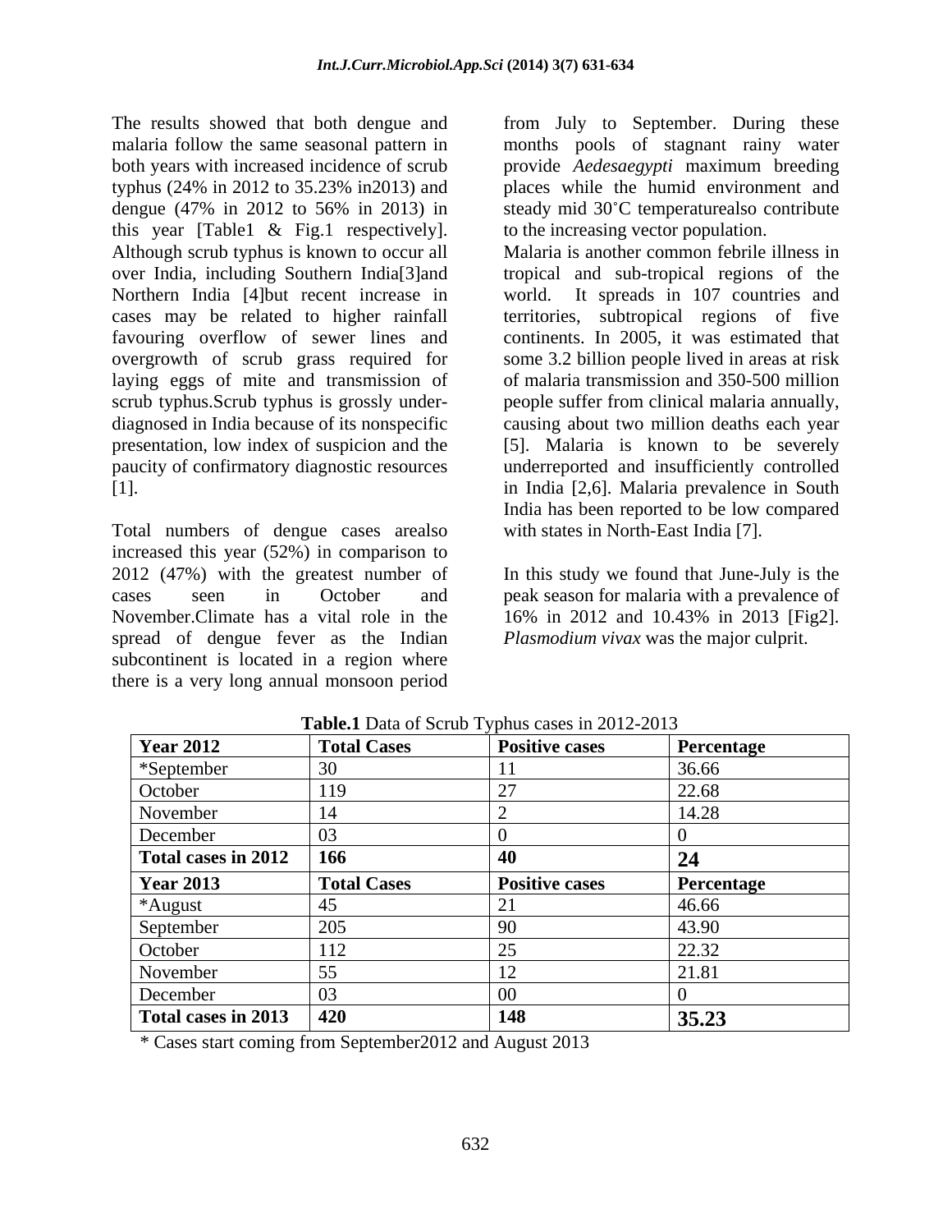The results showed that both dengue and malaria follow the same seasonal pattern in both years with increased incidence of scrub typhus (24% in 2012 to 35.23% in2013) and dengue (47% in 2012 to 56% in 2013) in this year [Table1 & Fig.1 respectively]. Although scrub typhus is known to occur all over India, including Southern India[3]and Northern India [4]but recent increase in cases may be related to higher rainfall favouring overflow of sewer lines and overgrowth of scrub grass required for laying eggs of mite and transmission of scrub typhus.Scrub typhus is grossly under-diagnosed in India because of its nonspecific presentation, low index of suspicion and the paucity of confirmatory diagnostic resources [1].

Total numbers of dengue cases arealso increased this year (52%) in comparison to 2012 (47%) with the greatest number of cases seen in October and November.Climate has a vital role in the spread of dengue fever as the Indian subcontinent is located in a region where there is a very long annual monsoon period from July to September. During these months pools of stagnant rainy water provide *Aedesaegypti* maximum breeding places while the humid environment and steady mid 30˚C temperaturealso contribute to the increasing vector population.

Malaria is another common febrile illness in tropical and sub-tropical regions of the world. It spreads in 107 countries and territories, subtropical regions of five continents. In 2005, it was estimated that some 3.2 billion people lived in areas at risk of malaria transmission and 350-500 million people suffer from clinical malaria annually, causing about two million deaths each year [5]. Malaria is known to be severely underreported and insufficiently controlled in India [2,6]. Malaria prevalence in South India has been reported to be low compared with states in North-East India [7].

In this study we found that June-July is the peak season for malaria with a prevalence of 16% in 2012 and 10.43% in 2013 [Fig2]. *Plasmodium vivax* was the major culprit.

**Table.1** Data of Scrub Typhus cases in 2012-2013

| **Year 2012** | **Total Cases** | **Positive cases** | **Percentage** |
|---|---|---|---|
| *September | 30 | 11 | 36.66 |
| October | 119 | 27 | 22.68 |
| November | 14 | 2 | 14.28 |
| December | 03 | 0 | 0 |
| **Total cases in 2012** | **166** | **40** | **24** |
| **Year 2013** | **Total Cases** | **Positive cases** | **Percentage** |
| *August | 45 | 21 | 46.66 |
| September | 205 | 90 | 43.90 |
| October | 112 | 25 | 22.32 |
| November | 55 | 12 | 21.81 |
| December | 03 | 00 | 0 |
| **Total cases in 2013** | **420** | **148** | **35.23** |

* Cases start coming from September2012 and August 2013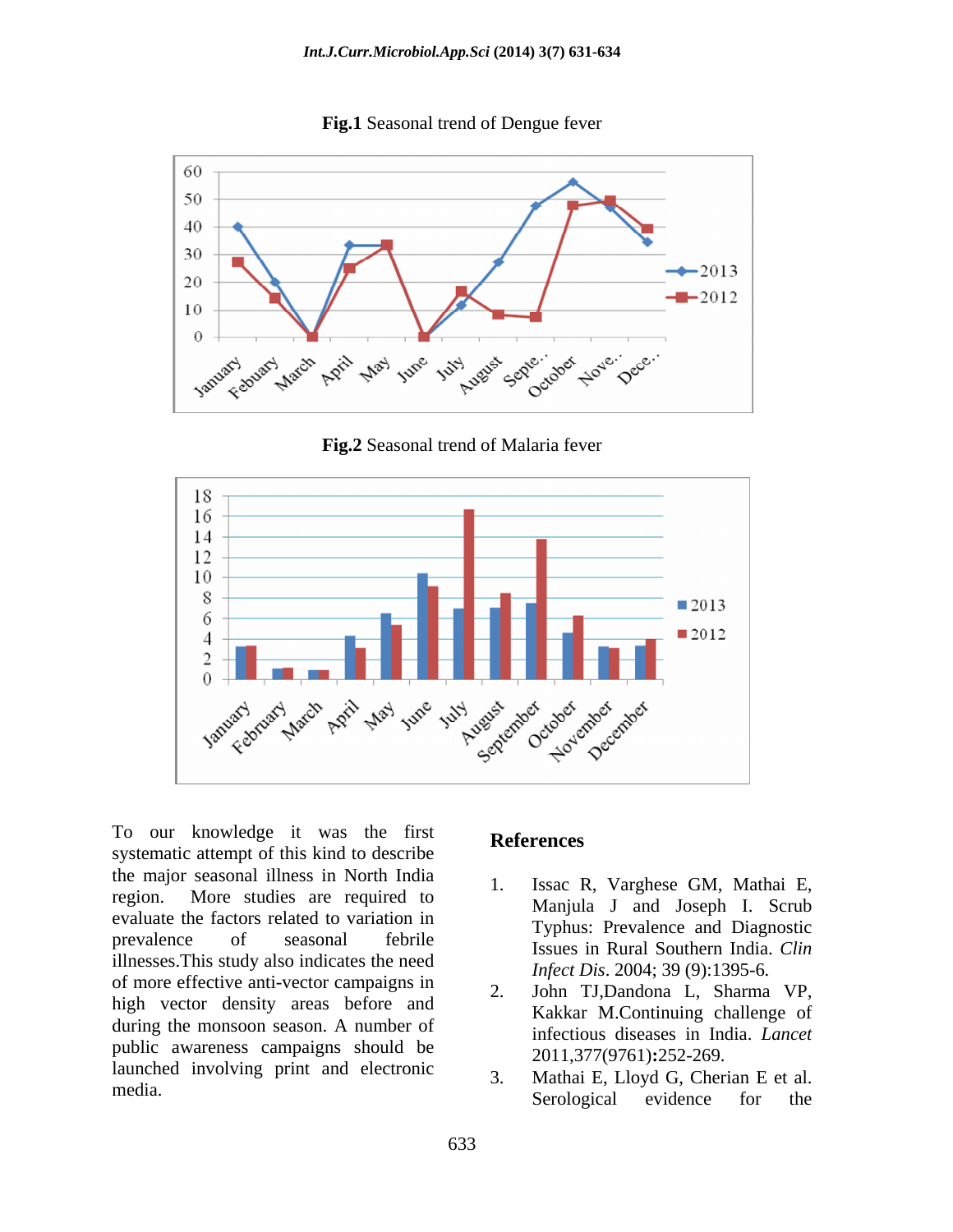**Fig.1** Seasonal trend of Dengue fever

**Fig.2** Seasonal trend of Malaria fever

To our knowledge it was the first systematic attempt of this kind to describe the major seasonal illness in North India region. More studies are required to evaluate the factors related to variation in prevalence of seasonal febrile illnesses.This study also indicates the need of more effective anti-vector campaigns in high vector density areas before and during the monsoon season. A number of public awareness campaigns should be launched involving print and electronic media.

## References

1. Issac R, Varghese GM, Mathai E, Manjula J and Joseph I. Scrub Typhus: Prevalence and Diagnostic Issues in Rural Southern India. *Clin Infect Dis*. 2004; 39 (9):1395-6.
2. John TJ,Dandona L, Sharma VP, Kakkar M.Continuing challenge of infectious diseases in India. *Lancet* 2011,377(9761)**:**252-269.
3. Mathai E, Lloyd G, Cherian E et al. Serological evidence for the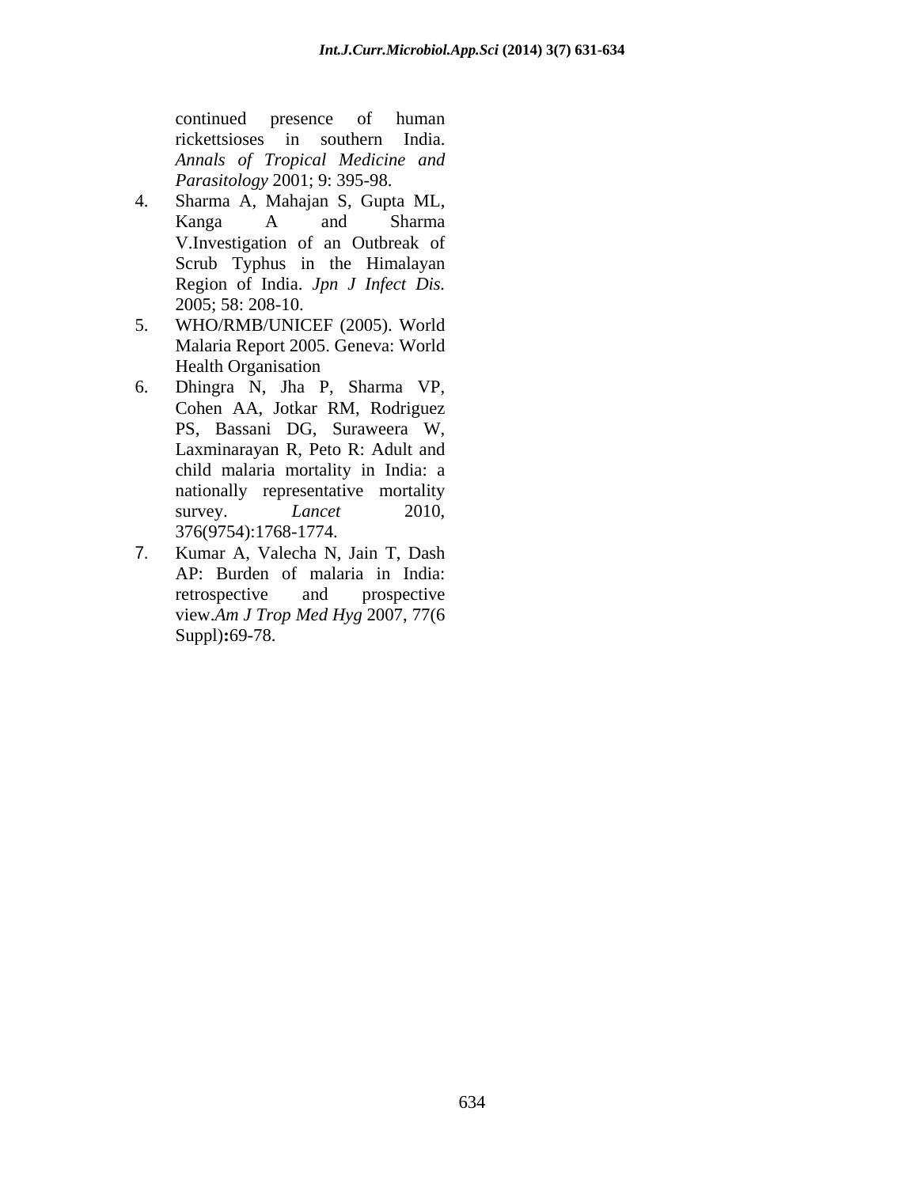continued presence of human rickettsioses in southern India. *Annals of Tropical Medicine and Parasitology* 2001; 9: 395-98.

4. Sharma A, Mahajan S, Gupta ML, Kanga A and Sharma V.Investigation of an Outbreak of Scrub Typhus in the Himalayan Region of India. *Jpn J Infect Dis.* 2005; 58: 208-10.
5. WHO/RMB/UNICEF (2005). World Malaria Report 2005. Geneva: World Health Organisation
6. Dhingra N, Jha P, Sharma VP, Cohen AA, Jotkar RM, Rodriguez PS, Bassani DG, Suraweera W, Laxminarayan R, Peto R: Adult and child malaria mortality in India: a nationally representative mortality survey. *Lancet* 2010, 376(9754):1768-1774.
7. Kumar A, Valecha N, Jain T, Dash AP: Burden of malaria in India: retrospective and prospective view.*Am J Trop Med Hyg* 2007, 77(6 Suppl)**:**69-78.